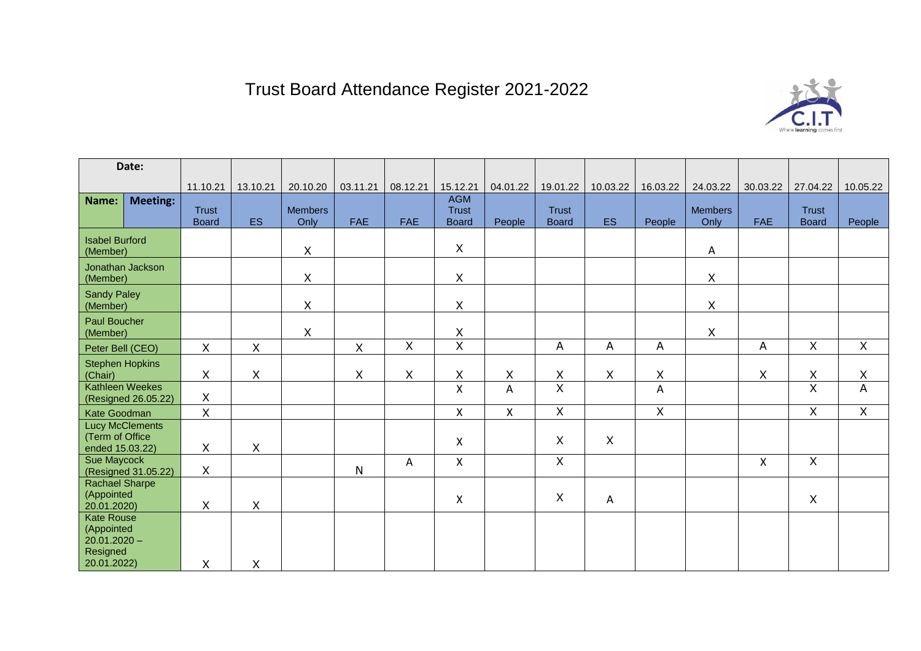# Trust Board Attendance Register 2021-2022

| Date: | 11.10.21 | 13.10.21 | 20.10.20 | 03.11.21 | 08.12.21 | 15.12.21 | 04.01.22 | 19.01.22 | 10.03.22 | 16.03.22 | 24.03.22 | 30.03.22 | 27.04.22 | 10.05.22 |
|---|---|---|---|---|---|---|---|---|---|---|---|---|---|---|
| **Name:** / **Meeting:** | Trust Board | ES | Members Only | FAE | FAE | AGM Trust Board | People | Trust Board | ES | People | Members Only | FAE | Trust Board | People |
| Isabel Burford (Member) | | | X | | | X | | | | | A | | | |
| Jonathan Jackson (Member) | | | X | | | X | | | | | X | | | |
| Sandy Paley (Member) | | | X | | | X | | | | | X | | | |
| Paul Boucher (Member) | | | X | | | X | | | | | X | | | |
| Peter Bell (CEO) | X | X | | X | X | X | | A | A | A | | A | X | X |
| Stephen Hopkins (Chair) | X | X | | X | X | X | X | X | X | X | | X | X | X |
| Kathleen Weekes (Resigned 26.05.22) | X | | | | | X | A | X | | A | | | X | A |
| Kate Goodman | X | | | | | X | X | X | | X | | | X | X |
| Lucy McClements (Term of Office ended 15.03.22) | X | X | | | | X | | X | X | | | | | |
| Sue Maycock (Resigned 31.05.22) | X | | | N | A | X | | X | | | | X | X | |
| Rachael Sharpe (Appointed 20.01.2020) | X | X | | | | X | | X | A | | | | X | |
| Kate Rouse (Appointed 20.01.2020 – Resigned 20.01.2022) | X | X | | | | | | | | | | | | |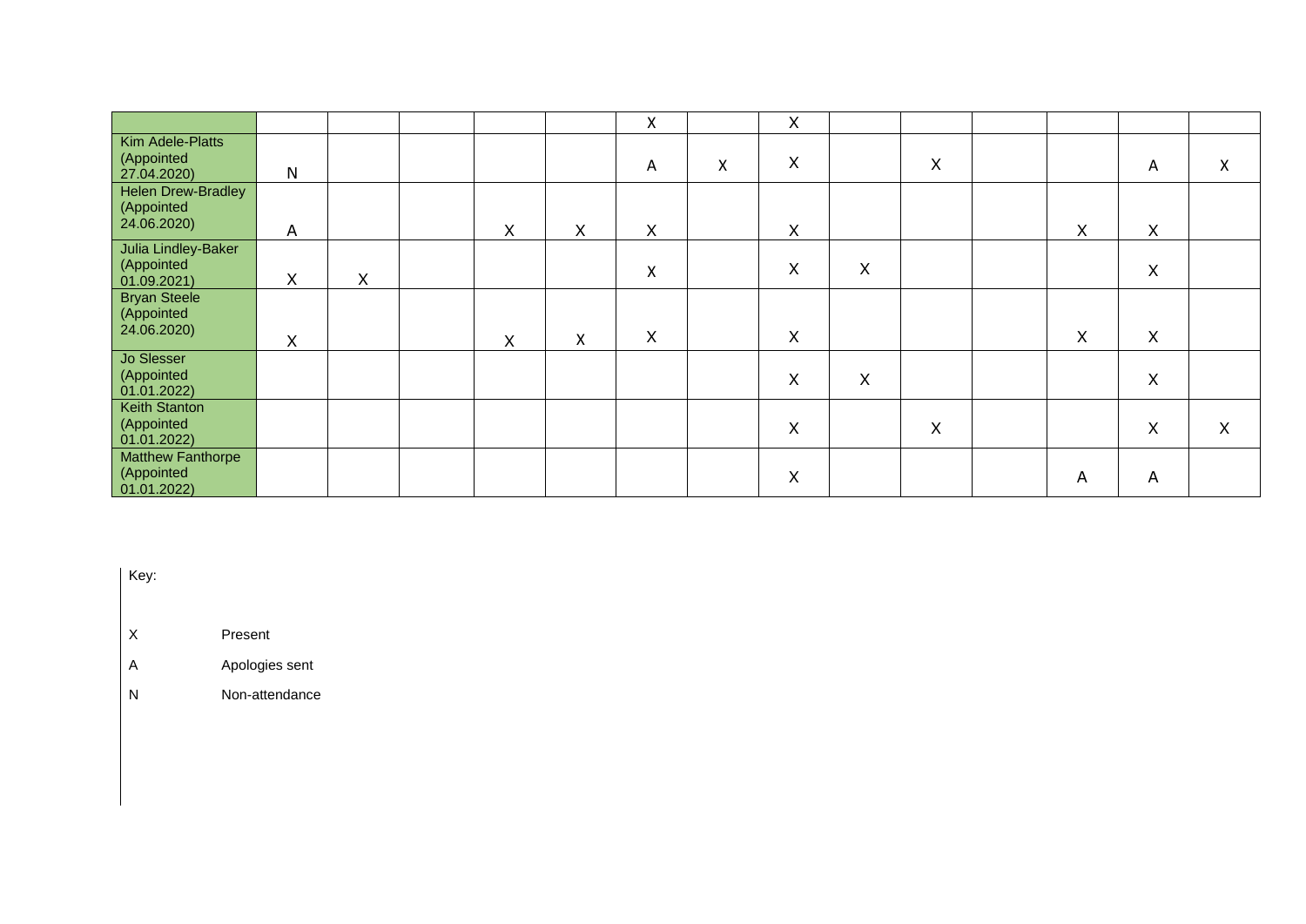| | | | | | | | | | | | | | | |
|---|---|---|---|---|---|---|---|---|---|---|---|---|---|---|
| | | | | | | X | | X | | | | | | |
| Kim Adele-Platts (Appointed 27.04.2020) | N | | | | | A | X | X | | X | | | A | X |
| Helen Drew-Bradley (Appointed 24.06.2020) | A | | | X | X | X | | X | | | | X | X | |
| Julia Lindley-Baker (Appointed 01.09.2021) | X | X | | | | X | | X | X | | | | X | |
| Bryan Steele (Appointed 24.06.2020) | X | | | X | X | X | | X | | | | X | X | |
| Jo Slesser (Appointed 01.01.2022) | | | | | | | | X | X | | | | X | |
| Keith Stanton (Appointed 01.01.2022) | | | | | | | | X | | X | | | X | X |
| Matthew Fanthorpe (Appointed 01.01.2022) | | | | | | | | X | | | | A | A | |

Key:

| | |
|---|---|
| X | Present |
| A | Apologies sent |
| N | Non-attendance |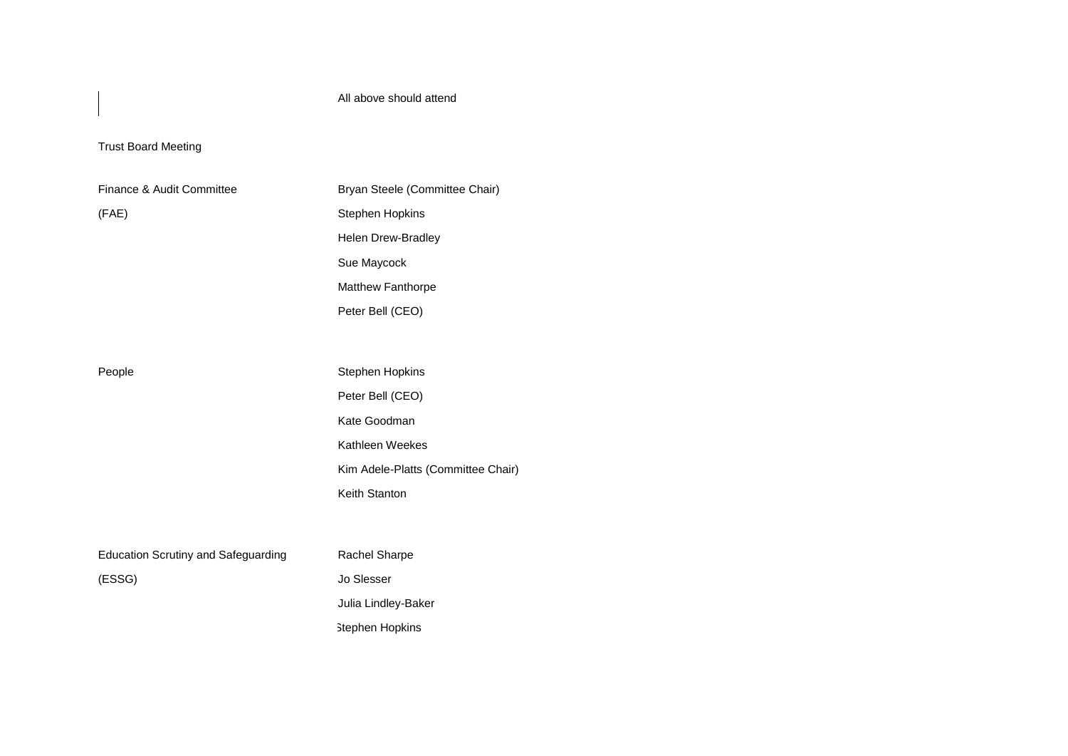| | |
|---|---|
| | All above should attend |
| Trust Board Meeting | |
| Finance & Audit Committee (FAE) | Bryan Steele (Committee Chair) |
| | Stephen Hopkins |
| | Helen Drew-Bradley |
| | Sue Maycock |
| | Matthew Fanthorpe |
| | Peter Bell (CEO) |
| People | Stephen Hopkins |
| | Peter Bell (CEO) |
| | Kate Goodman |
| | Kathleen Weekes |
| | Kim Adele-Platts (Committee Chair) |
| | Keith Stanton |
| Education Scrutiny and Safeguarding (ESSG) | Rachel Sharpe |
| | Jo Slesser |
| | Julia Lindley-Baker |
| | Stephen Hopkins |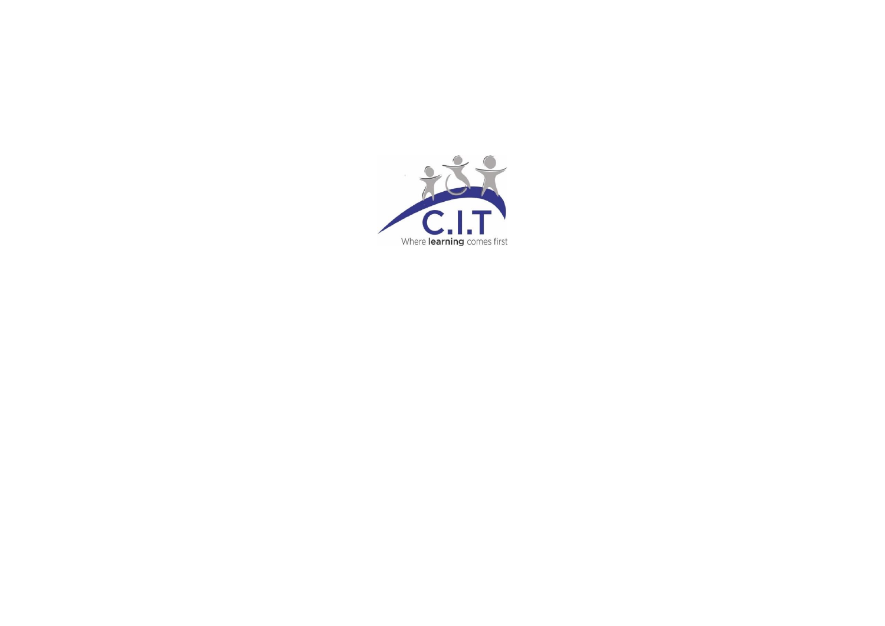C.I.T

Where **learning** comes first